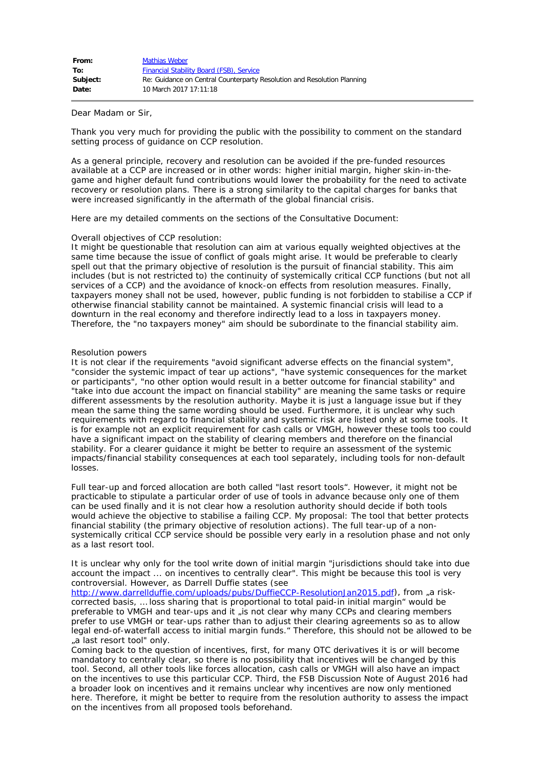|  |  |
|---|---|
| **From:** | Mathias Weber |
| **To:** | Financial Stability Board (FSB), Service |
| **Subject:** | Re: Guidance on Central Counterparty Resolution and Resolution Planning |
| **Date:** | 10 March 2017 17:11:18 |

Dear Madam or Sir,

Thank you very much for providing the public with the possibility to comment on the standard setting process of guidance on CCP resolution.

As a general principle, recovery and resolution can be avoided if the pre-funded resources available at a CCP are increased or in other words: higher initial margin, higher skin-in-the-game and higher default fund contributions would lower the probability for the need to activate recovery or resolution plans. There is a strong similarity to the capital charges for banks that were increased significantly in the aftermath of the global financial crisis.

Here are my detailed comments on the sections of the Consultative Document:

Overall objectives of CCP resolution:
It might be questionable that resolution can aim at various equally weighted objectives at the same time because the issue of conflict of goals might arise. It would be preferable to clearly spell out that the primary objective of resolution is the pursuit of financial stability. This aim includes (but is not restricted to) the continuity of systemically critical CCP functions (but not all services of a CCP) and the avoidance of knock-on effects from resolution measures. Finally, taxpayers money shall not be used, however, public funding is not forbidden to stabilise a CCP if otherwise financial stability cannot be maintained. A systemic financial crisis will lead to a downturn in the real economy and therefore indirectly lead to a loss in taxpayers money. Therefore, the "no taxpayers money" aim should be subordinate to the financial stability aim.

Resolution powers
It is not clear if the requirements "avoid significant adverse effects on the financial system", "consider the systemic impact of tear up actions", "have systemic consequences for the market or participants", "no other option would result in a better outcome for financial stability" and "take into due account the impact on financial stability" are meaning the same tasks or require different assessments by the resolution authority. Maybe it is just a language issue but if they mean the same thing the same wording should be used. Furthermore, it is unclear why such requirements with regard to financial stability and systemic risk are listed only at some tools. It is for example not an explicit requirement for cash calls or VMGH, however these tools too could have a significant impact on the stability of clearing members and therefore on the financial stability. For a clearer guidance it might be better to require an assessment of the systemic impacts/financial stability consequences at each tool separately, including tools for non-default losses.

Full tear-up and forced allocation are both called "last resort tools". However, it might not be practicable to stipulate a particular order of use of tools in advance because only one of them can be used finally and it is not clear how a resolution authority should decide if both tools would achieve the objective to stabilise a failing CCP. My proposal: The tool that better protects financial stability (the primary objective of resolution actions). The full tear-up of a non-systemically critical CCP service should be possible very early in a resolution phase and not only as a last resort tool.

It is unclear why only for the tool write down of initial margin "jurisdictions should take into due account the impact ... on incentives to centrally clear". This might be because this tool is very controversial. However, as Darrell Duffie states (see http://www.darrellduffie.com/uploads/pubs/DuffieCCP-ResolutionJan2015.pdf), from „a risk-corrected basis, ... loss sharing that is proportional to total paid-in initial margin" would be preferable to VMGH and tear-ups and it „is not clear why many CCPs and clearing members prefer to use VMGH or tear-ups rather than to adjust their clearing agreements so as to allow legal end-of-waterfall access to initial margin funds." Therefore, this should not be allowed to be „a last resort tool" only.
Coming back to the question of incentives, first, for many OTC derivatives it is or will become mandatory to centrally clear, so there is no possibility that incentives will be changed by this tool. Second, all other tools like forces allocation, cash calls or VMGH will also have an impact on the incentives to use this particular CCP. Third, the FSB Discussion Note of August 2016 had a broader look on incentives and it remains unclear why incentives are now only mentioned here. Therefore, it might be better to require from the resolution authority to assess the impact on the incentives from all proposed tools beforehand.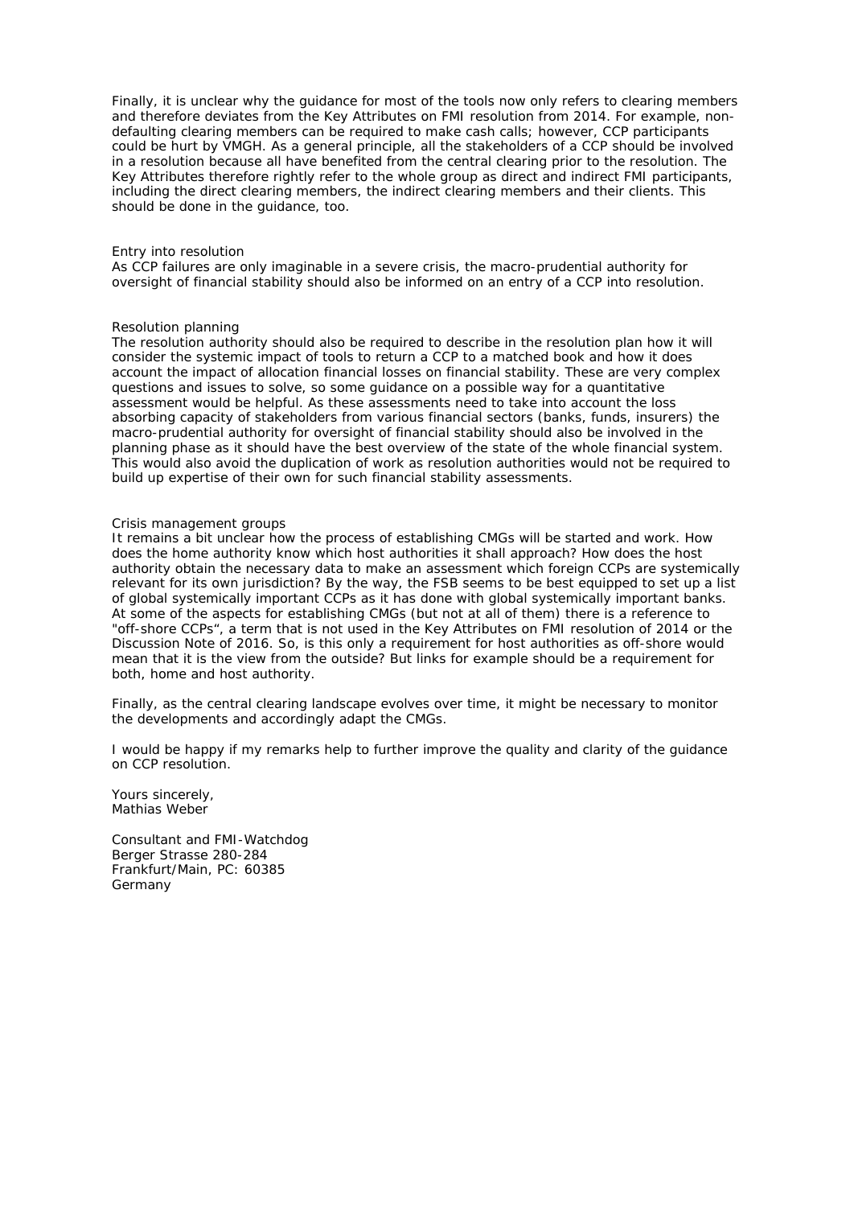Finally, it is unclear why the guidance for most of the tools now only refers to clearing members and therefore deviates from the Key Attributes on FMI resolution from 2014. For example, non-defaulting clearing members can be required to make cash calls; however, CCP participants could be hurt by VMGH. As a general principle, all the stakeholders of a CCP should be involved in a resolution because all have benefited from the central clearing prior to the resolution. The Key Attributes therefore rightly refer to the whole group as direct and indirect FMI participants, including the direct clearing members, the indirect clearing members and their clients. This should be done in the guidance, too.

Entry into resolution

As CCP failures are only imaginable in a severe crisis, the macro-prudential authority for oversight of financial stability should also be informed on an entry of a CCP into resolution.

Resolution planning

The resolution authority should also be required to describe in the resolution plan how it will consider the systemic impact of tools to return a CCP to a matched book and how it does account the impact of allocation financial losses on financial stability. These are very complex questions and issues to solve, so some guidance on a possible way for a quantitative assessment would be helpful. As these assessments need to take into account the loss absorbing capacity of stakeholders from various financial sectors (banks, funds, insurers) the macro-prudential authority for oversight of financial stability should also be involved in the planning phase as it should have the best overview of the state of the whole financial system. This would also avoid the duplication of work as resolution authorities would not be required to build up expertise of their own for such financial stability assessments.

Crisis management groups

It remains a bit unclear how the process of establishing CMGs will be started and work. How does the home authority know which host authorities it shall approach? How does the host authority obtain the necessary data to make an assessment which foreign CCPs are systemically relevant for its own jurisdiction? By the way, the FSB seems to be best equipped to set up a list of global systemically important CCPs as it has done with global systemically important banks. At some of the aspects for establishing CMGs (but not at all of them) there is a reference to "off-shore CCPs", a term that is not used in the Key Attributes on FMI resolution of 2014 or the Discussion Note of 2016. So, is this only a requirement for host authorities as off-shore would mean that it is the view from the outside? But links for example should be a requirement for both, home and host authority.

Finally, as the central clearing landscape evolves over time, it might be necessary to monitor the developments and accordingly adapt the CMGs.

I would be happy if my remarks help to further improve the quality and clarity of the guidance on CCP resolution.

Yours sincerely,
Mathias Weber

Consultant and FMI-Watchdog
Berger Strasse 280-284
Frankfurt/Main, PC: 60385
Germany